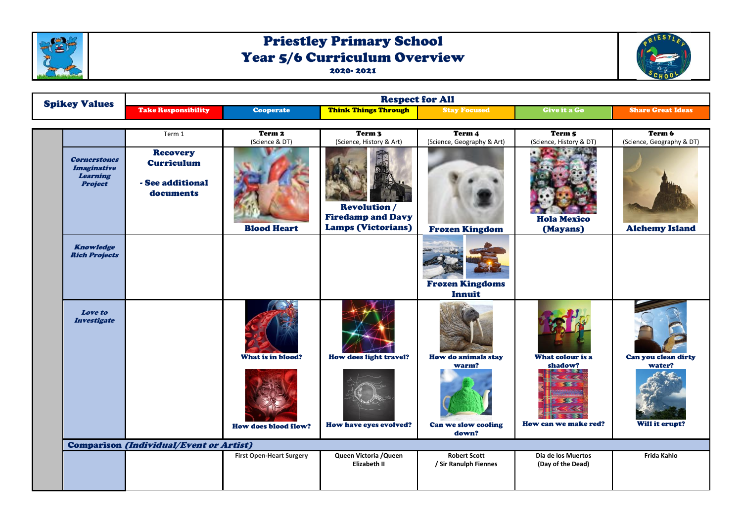# Priestley Primary School

# Year 5/6 Curriculum Overview

**2020- 2021**

| **Spikey Values** | **Respect for All** | | | | | |
|---|---|---|---|---|---|---|
| | **Take Responsibility** | **Cooperate** | **Think Things Through** | **Stay Focused** | **Give it a Go** | **Share Great Ideas** |

| | Term 1 | **Term 2** (Science & DT) | **Term 3** (Science, History & Art) | **Term 4** (Science, Geography & Art) | **Term 5** (Science, History & DT) | **Term 6** (Science, Geography & DT) |
|---|---|---|---|---|---|---|
| ***Cornerstones Imaginative Learning Project*** | **Recovery Curriculum** **- See additional documents** | **Blood Heart** | **Revolution / Firedamp and Davy Lamps (Victorians)** | **Frozen Kingdom** | **Hola Mexico (Mayans)** | **Alchemy Island** |
| ***Knowledge Rich Projects*** | | | | **Frozen Kingdoms Innuit** | | |
| ***Love to Investigate*** | | **What is in blood?** **How does blood flow?** | **How does light travel?** **How have eyes evolved?** | **How do animals stay warm?** **Can we slow cooling down?** | **What colour is a shadow?** **How can we make red?** | **Can you clean dirty water?** **Will it erupt?** |
| **Comparison *(Individual/Event or Artist)*** | | | | | | |
| | | First Open-Heart Surgery | Queen Victoria /Queen Elizabeth II | Robert Scott / Sir Ranulph Fiennes | Dia de los Muertos (Day of the Dead) | Frida Kahlo |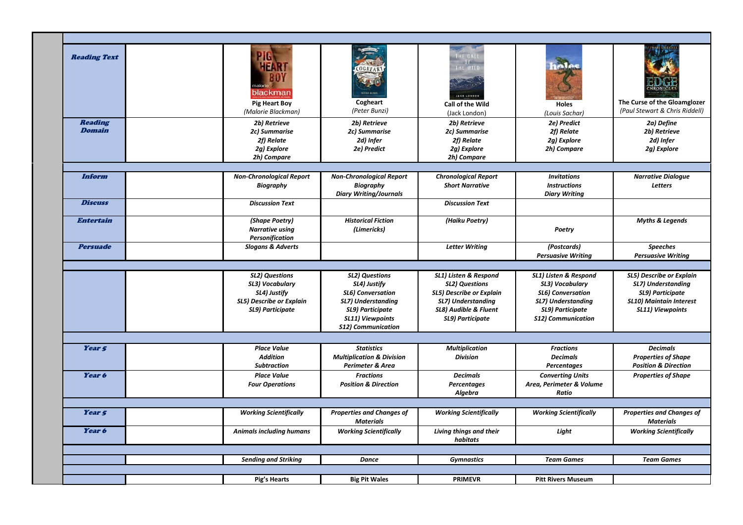| | | | | | | |
|---|---|---|---|---|---|---|
| ***Reading Text*** | | **Pig Heart Boy** *(Malorie Blackman)* | **Cogheart** *(Peter Bunzi)* | **Call of the Wild** (Jack London) | **Holes** *(Louis Sachar)* | **The Curse of the Gloamglozer** *(Paul Stewart & Chris Riddell)* |
| ***Reading Domain*** | | ***2b) Retrieve*** ***2c) Summarise*** ***2f) Relate*** ***2g) Explore*** ***2h) Compare*** | ***2b) Retrieve*** ***2c) Summarise*** ***2d) Infer*** ***2e) Predict*** | ***2b) Retrieve*** ***2c) Summarise*** ***2f) Relate*** ***2g) Explore*** ***2h) Compare*** | ***2e) Predict*** ***2f) Relate*** ***2g) Explore*** ***2h) Compare*** | ***2a) Define*** ***2b) Retrieve*** ***2d) Infer*** ***2g) Explore*** |
| | | | | | | |
| ***Inform*** | | ***Non-Chronological Report*** ***Biography*** | ***Non-Chronological Report*** ***Biography*** ***Diary Writing/Journals*** | ***Chronological Report*** ***Short Narrative*** | ***Invitations*** ***Instructions*** ***Diary Writing*** | ***Narrative Dialogue*** ***Letters*** |
| ***Discuss*** | | ***Discussion Text*** | | ***Discussion Text*** | | |
| ***Entertain*** | | ***(Shape Poetry)*** ***Narrative using Personification*** | ***Historical Fiction*** ***(Limericks)*** | ***(Haiku Poetry)*** | ***Poetry*** | ***Myths & Legends*** |
| ***Persuade*** | | ***Slogans & Adverts*** | | ***Letter Writing*** | ***(Postcards)*** ***Persuasive Writing*** | ***Speeches*** ***Persuasive Writing*** |
| | | | | | | |
| | | ***SL2) Questions*** ***SL3) Vocabulary*** ***SL4) Justify*** ***SL5) Describe or Explain*** ***SL9) Participate*** | ***SL2) Questions*** ***SL4) Justify*** ***SL6) Conversation*** ***SL7) Understanding*** ***SL9) Participate*** ***SL11) Viewpoints*** ***S12) Communication*** | ***SL1) Listen & Respond*** ***SL2) Questions*** ***SL5) Describe or Explain*** ***SL7) Understanding*** ***SL8) Audible & Fluent*** ***SL9) Participate*** | ***SL1) Listen & Respond*** ***SL3) Vocabulary*** ***SL6) Conversation*** ***SL7) Understanding*** ***SL9) Participate*** ***S12) Communication*** | ***SL5) Describe or Explain*** ***SL7) Understanding*** ***SL9) Participate*** ***SL10) Maintain Interest*** ***SL11) Viewpoints*** |
| | | | | | | |
| ***Year 5*** | | ***Place Value*** ***Addition*** ***Subtraction*** | ***Statistics*** ***Multiplication & Division*** ***Perimeter & Area*** | ***Multiplication*** ***Division*** | ***Fractions*** ***Decimals*** ***Percentages*** | ***Decimals*** ***Properties of Shape*** ***Position & Direction*** |
| ***Year 6*** | | ***Place Value*** ***Four Operations*** | ***Fractions*** ***Position & Direction*** | ***Decimals*** ***Percentages*** ***Algebra*** | ***Converting Units*** ***Area, Perimeter & Volume*** ***Ratio*** | ***Properties of Shape*** |
| | | | | | | |
| ***Year 5*** | | ***Working Scientifically*** | ***Properties and Changes of Materials*** | ***Working Scientifically*** | ***Working Scientifically*** | ***Properties and Changes of Materials*** |
| ***Year 6*** | | ***Animals including humans*** | ***Working Scientifically*** | ***Living things and their habitats*** | ***Light*** | ***Working Scientifically*** |
| | | | | | | |
| | | ***Sending and Striking*** | ***Dance*** | ***Gymnastics*** | ***Team Games*** | ***Team Games*** |
| | | | | | | |
| | | **Pig's Hearts** | **Big Pit Wales** | **PRIMEVR** | **Pitt Rivers Museum** | |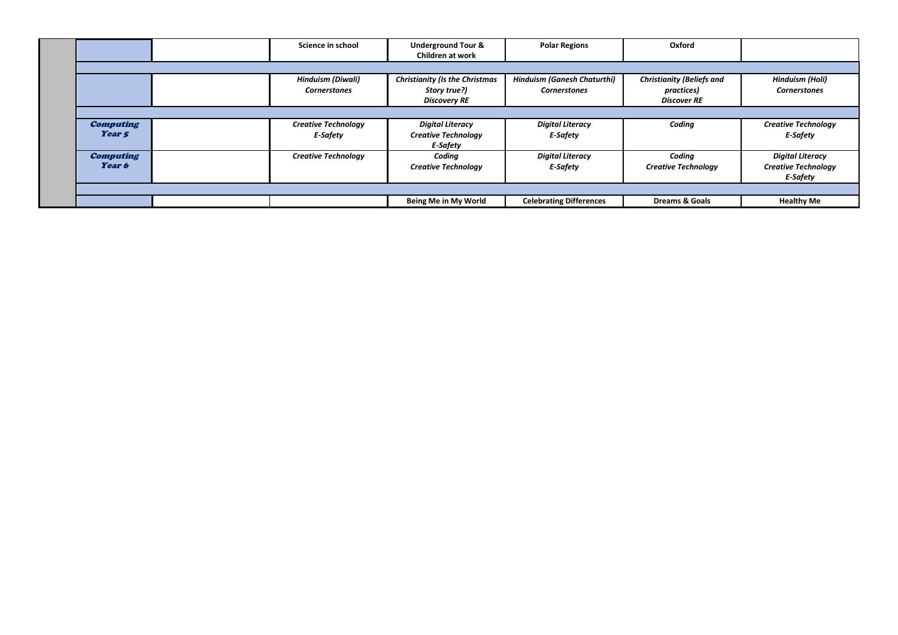| | | | | | | | |
|---|---|---|---|---|---|---|---|
| | | | **Science in school** | **Underground Tour & Children at work** | **Polar Regions** | **Oxford** | |
| | | | | | | | |
| | | | ***Hinduism (Diwali)*** ***Cornerstones*** | ***Christianity (Is the Christmas Story true?)*** ***Discovery RE*** | ***Hinduism (Ganesh Chaturthi)*** ***Cornerstones*** | ***Christianity (Beliefs and practices)*** ***Discover RE*** | ***Hinduism (Holi)*** ***Cornerstones*** |
| | | | | | | | |
| | ***Computing Year 5*** | | ***Creative Technology*** ***E-Safety*** | ***Digital Literacy*** ***Creative Technology*** ***E-Safety*** | ***Digital Literacy*** ***E-Safety*** | ***Coding*** | ***Creative Technology*** ***E-Safety*** |
| | ***Computing Year 6*** | | ***Creative Technology*** | ***Coding*** ***Creative Technology*** | ***Digital Literacy*** ***E-Safety*** | ***Coding*** ***Creative Technology*** | ***Digital Literacy*** ***Creative Technology*** ***E-Safety*** |
| | | | | | | | |
| | | | | **Being Me in My World** | **Celebrating Differences** | **Dreams & Goals** | **Healthy Me** |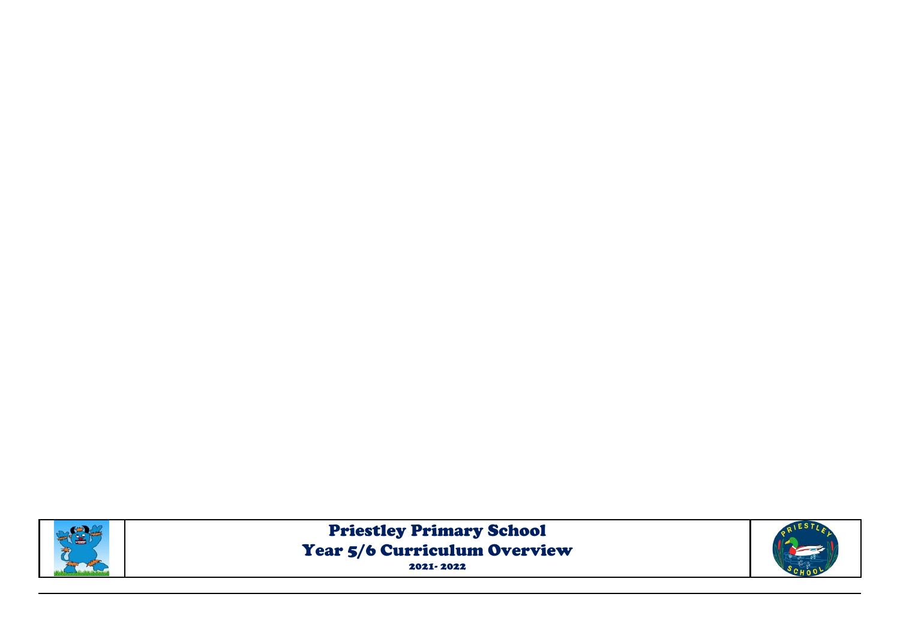| | Priestley Primary School<br>Year 5/6 Curriculum Overview<br>2021- 2022 | |
|---|---|---|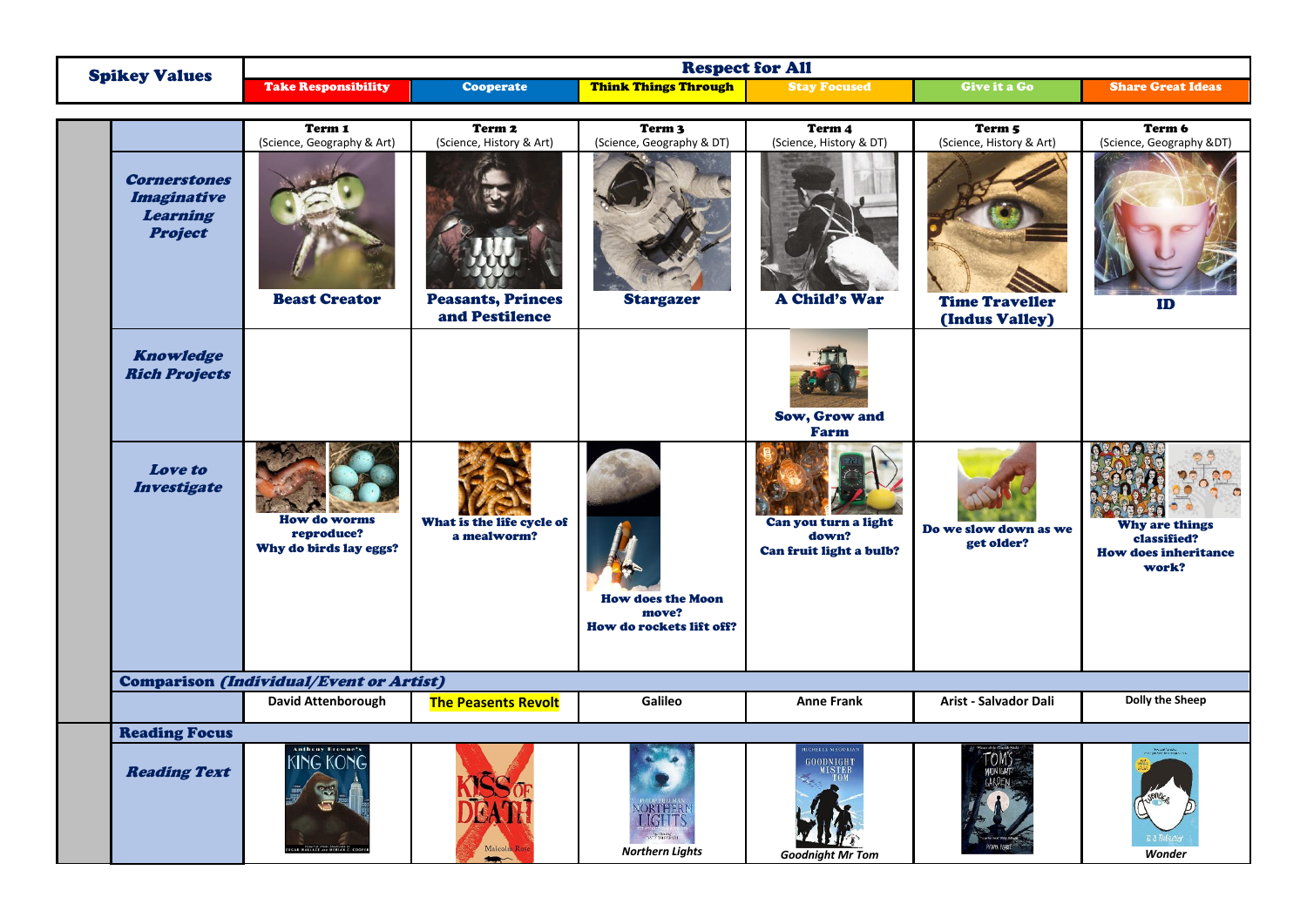| Spikey Values | Respect for All | | | | | |
|---|---|---|---|---|---|---|
| | Take Responsibility | Cooperate | Think Things Through | Stay Focused | Give it a Go | Share Great Ideas |

| | Term 1 (Science, Geography & Art) | Term 2 (Science, History & Art) | Term 3 (Science, Geography & DT) | Term 4 (Science, History & DT) | Term 5 (Science, History & Art) | Term 6 (Science, Geography &DT) |
|---|---|---|---|---|---|---|
| ***Cornerstones Imaginative Learning Project*** | **Beast Creator** | **Peasants, Princes and Pestilence** | **Stargazer** | **A Child's War** | **Time Traveller (Indus Valley)** | **ID** |
| ***Knowledge Rich Projects*** | | | | **Sow, Grow and Farm** | | |
| ***Love to Investigate*** | **How do worms reproduce? Why do birds lay eggs?** | **What is the life cycle of a mealworm?** | **How does the Moon move? How do rockets lift off?** | **Can you turn a light down? Can fruit light a bulb?** | **Do we slow down as we get older?** | **Why are things classified? How does inheritance work?** |
| **Comparison *(Individual/Event or Artist)*** | | | | | | |
| | David Attenborough | The Peasents Revolt | Galileo | Anne Frank | Arist - Salvador Dali | Dolly the Sheep |
| **Reading Focus** | | | | | | |
| ***Reading Text*** | King Kong | Kiss of Death | *Northern Lights* | *Goodnight Mr Tom* | Tom's Midnight Garden | *Wonder* |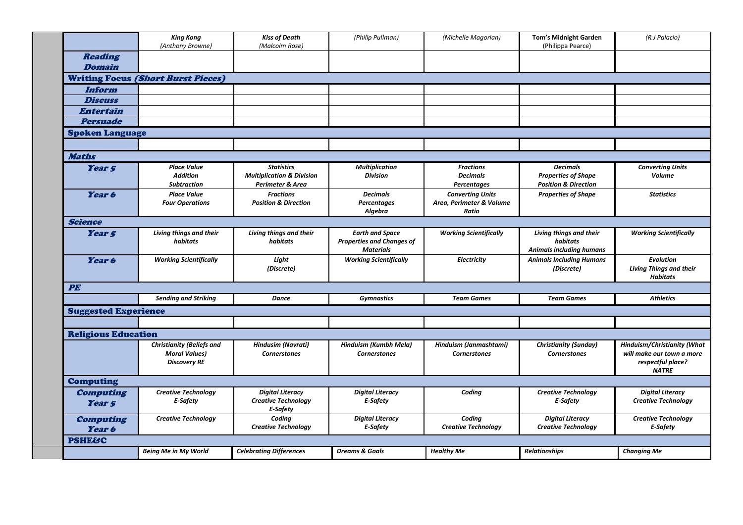| | King Kong (Anthony Browne) | Kiss of Death (Malcolm Rose) | (Philip Pullman) | (Michelle Magorian) | Tom's Midnight Garden (Philippa Pearce) | (R.J Palacio) |
|---|---|---|---|---|---|---|
| **Reading Domain** | | | | | | |
| **Writing Focus *(Short Burst Pieces)*** | | | | | | |
| **Inform** | | | | | | |
| **Discuss** | | | | | | |
| **Entertain** | | | | | | |
| **Persuade** | | | | | | |
| **Spoken Language** | | | | | | |
| | | | | | | |
| **Maths** | | | | | | |
| **Year 5** | *Place Value Addition Subtraction* | *Statistics Multiplication & Division Perimeter & Area* | *Multiplication Division* | *Fractions Decimals Percentages* | *Decimals Properties of Shape Position & Direction* | *Converting Units Volume* |
| **Year 6** | *Place Value Four Operations* | *Fractions Position & Direction* | *Decimals Percentages Algebra* | *Converting Units Area, Perimeter & Volume Ratio* | *Properties of Shape* | *Statistics* |
| **Science** | | | | | | |
| **Year 5** | *Living things and their habitats* | *Living things and their habitats* | *Earth and Space Properties and Changes of Materials* | *Working Scientifically* | *Living things and their habitats Animals including humans* | *Working Scientifically* |
| **Year 6** | *Working Scientifically* | *Light (Discrete)* | *Working Scientifically* | *Electricity* | *Animals Including Humans (Discrete)* | *Evolution Living Things and their Habitats* |
| **PE** | | | | | | |
| | *Sending and Striking* | *Dance* | *Gymnastics* | *Team Games* | *Team Games* | *Athletics* |
| **Suggested Experience** | | | | | | |
| | | | | | | |
| **Religious Education** | | | | | | |
| | *Christianity (Beliefs and Moral Values) Discovery RE* | *Hindusim (Navrati) Cornerstones* | *Hinduism (Kumbh Mela) Cornerstones* | *Hinduism (Janmashtami) Cornerstones* | *Christianity (Sunday) Cornerstones* | *Hinduism/Christianity (What will make our town a more respectful place? NATRE* |
| **Computing** | | | | | | |
| **Computing Year 5** | *Creative Technology E-Safety* | *Digital Literacy Creative Technology E-Safety* | *Digital Literacy E-Safety* | *Coding* | *Creative Technology E-Safety* | *Digital Literacy Creative Technology* |
| **Computing Year 6** | *Creative Technology* | *Coding Creative Technology* | *Digital Literacy E-Safety* | *Coding Creative Technology* | *Digital Literacy Creative Technology* | *Creative Technology E-Safety* |
| **PSHE&C** | | | | | | |
| | *Being Me in My World* | *Celebrating Differences* | *Dreams & Goals* | *Healthy Me* | *Relationships* | *Changing Me* |